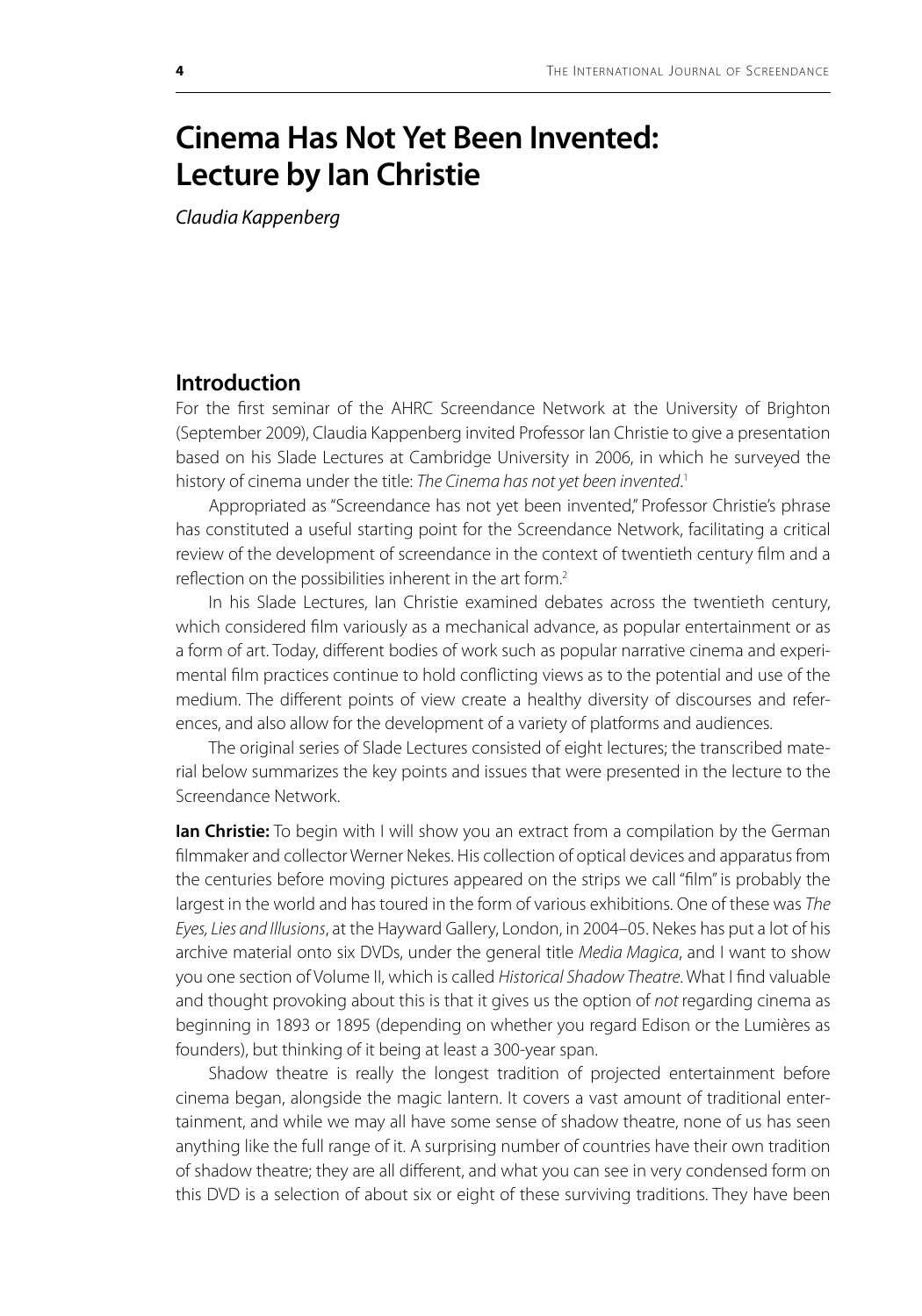# Cinema Has Not Yet Been Invented: Lecture by Ian Christie

*Claudia Kappenberg*

## Introduction

For the first seminar of the AHRC Screendance Network at the University of Brighton (September 2009), Claudia Kappenberg invited Professor Ian Christie to give a presentation based on his Slade Lectures at Cambridge University in 2006, in which he surveyed the history of cinema under the title: *The Cinema has not yet been invented*.[1]

Appropriated as "Screendance has not yet been invented," Professor Christie's phrase has constituted a useful starting point for the Screendance Network, facilitating a critical review of the development of screendance in the context of twentieth century film and a reflection on the possibilities inherent in the art form.[2]

In his Slade Lectures, Ian Christie examined debates across the twentieth century, which considered film variously as a mechanical advance, as popular entertainment or as a form of art. Today, different bodies of work such as popular narrative cinema and experimental film practices continue to hold conflicting views as to the potential and use of the medium. The different points of view create a healthy diversity of discourses and references, and also allow for the development of a variety of platforms and audiences.

The original series of Slade Lectures consisted of eight lectures; the transcribed material below summarizes the key points and issues that were presented in the lecture to the Screendance Network.

**Ian Christie:** To begin with I will show you an extract from a compilation by the German filmmaker and collector Werner Nekes. His collection of optical devices and apparatus from the centuries before moving pictures appeared on the strips we call "film" is probably the largest in the world and has toured in the form of various exhibitions. One of these was *The Eyes, Lies and Illusions*, at the Hayward Gallery, London, in 2004–05. Nekes has put a lot of his archive material onto six DVDs, under the general title *Media Magica*, and I want to show you one section of Volume II, which is called *Historical Shadow Theatre*. What I find valuable and thought provoking about this is that it gives us the option of *not* regarding cinema as beginning in 1893 or 1895 (depending on whether you regard Edison or the Lumières as founders), but thinking of it being at least a 300-year span.

Shadow theatre is really the longest tradition of projected entertainment before cinema began, alongside the magic lantern. It covers a vast amount of traditional entertainment, and while we may all have some sense of shadow theatre, none of us has seen anything like the full range of it. A surprising number of countries have their own tradition of shadow theatre; they are all different, and what you can see in very condensed form on this DVD is a selection of about six or eight of these surviving traditions. They have been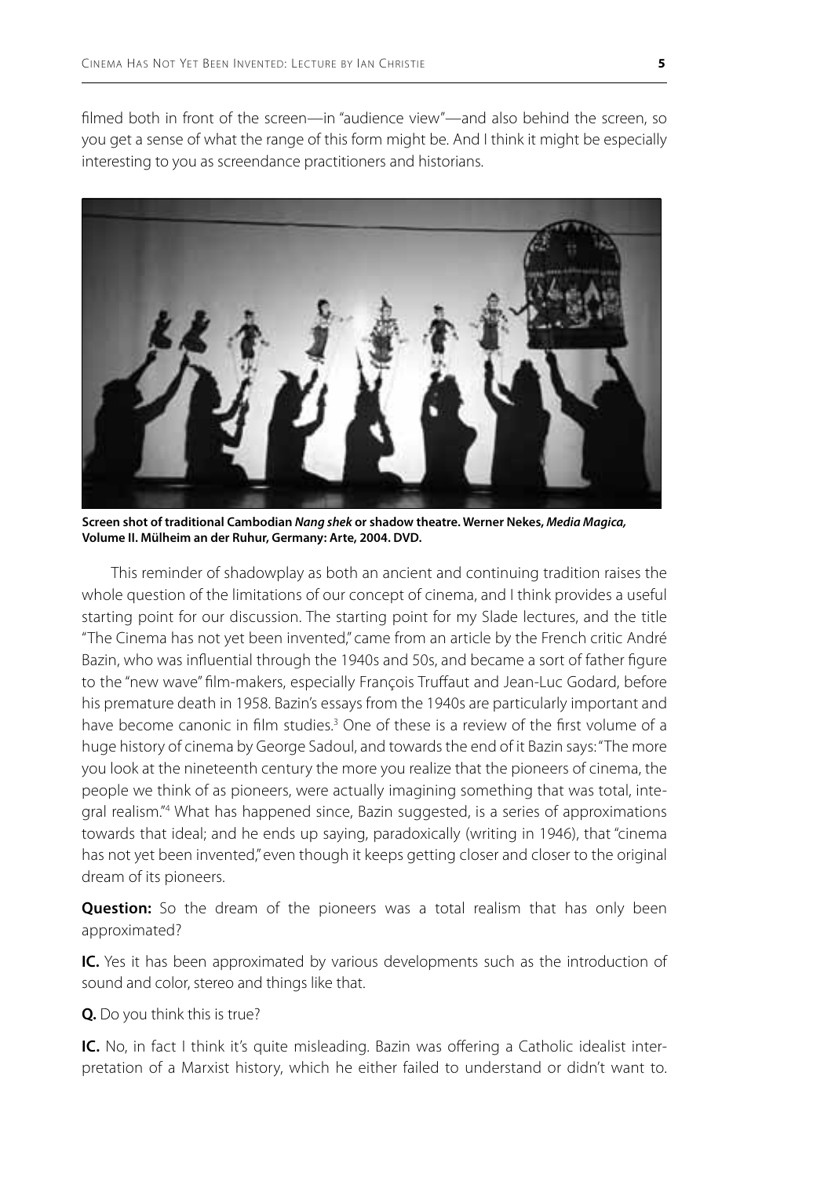filmed both in front of the screen—in "audience view"—and also behind the screen, so you get a sense of what the range of this form might be. And I think it might be especially interesting to you as screendance practitioners and historians.

**Screen shot of traditional Cambodian *Nang shek* or shadow theatre. Werner Nekes, *Media Magica,* Volume II. Mülheim an der Ruhur, Germany: Arte, 2004. DVD.**

This reminder of shadowplay as both an ancient and continuing tradition raises the whole question of the limitations of our concept of cinema, and I think provides a useful starting point for our discussion. The starting point for my Slade lectures, and the title "The Cinema has not yet been invented," came from an article by the French critic André Bazin, who was influential through the 1940s and 50s, and became a sort of father figure to the "new wave" film-makers, especially François Truffaut and Jean-Luc Godard, before his premature death in 1958. Bazin's essays from the 1940s are particularly important and have become canonic in film studies.[3] One of these is a review of the first volume of a huge history of cinema by George Sadoul, and towards the end of it Bazin says: "The more you look at the nineteenth century the more you realize that the pioneers of cinema, the people we think of as pioneers, were actually imagining something that was total, integral realism."[4] What has happened since, Bazin suggested, is a series of approximations towards that ideal; and he ends up saying, paradoxically (writing in 1946), that "cinema has not yet been invented," even though it keeps getting closer and closer to the original dream of its pioneers.

**Question:** So the dream of the pioneers was a total realism that has only been approximated?

**IC.** Yes it has been approximated by various developments such as the introduction of sound and color, stereo and things like that.

**Q.** Do you think this is true?

**IC.** No, in fact I think it's quite misleading. Bazin was offering a Catholic idealist interpretation of a Marxist history, which he either failed to understand or didn't want to.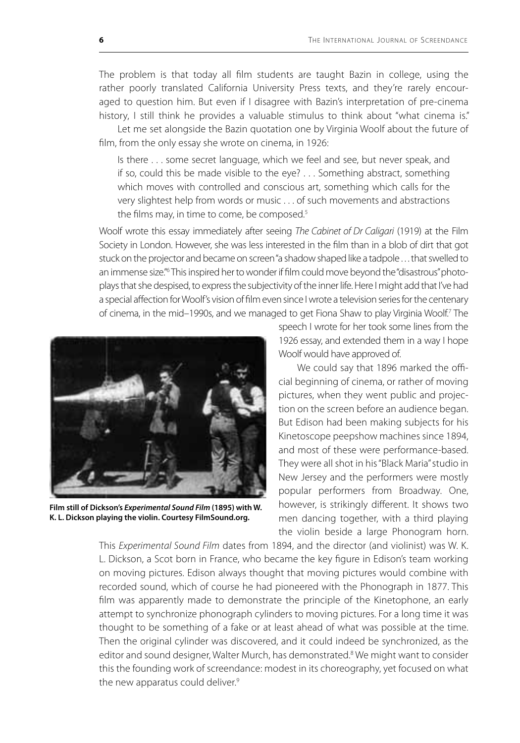The problem is that today all film students are taught Bazin in college, using the rather poorly translated California University Press texts, and they're rarely encouraged to question him. But even if I disagree with Bazin's interpretation of pre-cinema history, I still think he provides a valuable stimulus to think about "what cinema is."

Let me set alongside the Bazin quotation one by Virginia Woolf about the future of film, from the only essay she wrote on cinema, in 1926:

> Is there . . . some secret language, which we feel and see, but never speak, and if so, could this be made visible to the eye? . . . Something abstract, something which moves with controlled and conscious art, something which calls for the very slightest help from words or music . . . of such movements and abstractions the films may, in time to come, be composed.[5]

Woolf wrote this essay immediately after seeing *The Cabinet of Dr Caligari* (1919) at the Film Society in London. However, she was less interested in the film than in a blob of dirt that got stuck on the projector and became on screen "a shadow shaped like a tadpole . . . that swelled to an immense size."[6] This inspired her to wonder if film could move beyond the "disastrous" photoplays that she despised, to express the subjectivity of the inner life. Here I might add that I've had a special affection for Woolf's vision of film even since I wrote a television series for the centenary of cinema, in the mid–1990s, and we managed to get Fiona Shaw to play Virginia Woolf.[7] The speech I wrote for her took some lines from the 1926 essay, and extended them in a way I hope Woolf would have approved of.

**Film still of Dickson's *Experimental Sound Film* (1895) with W. K. L. Dickson playing the violin. Courtesy FilmSound.org.**

We could say that 1896 marked the official beginning of cinema, or rather of moving pictures, when they went public and projection on the screen before an audience began. But Edison had been making subjects for his Kinetoscope peepshow machines since 1894, and most of these were performance-based. They were all shot in his "Black Maria" studio in New Jersey and the performers were mostly popular performers from Broadway. One, however, is strikingly different. It shows two men dancing together, with a third playing the violin beside a large Phonogram horn. This *Experimental Sound Film* dates from 1894, and the director (and violinist) was W. K. L. Dickson, a Scot born in France, who became the key figure in Edison's team working on moving pictures. Edison always thought that moving pictures would combine with recorded sound, which of course he had pioneered with the Phonograph in 1877. This film was apparently made to demonstrate the principle of the Kinetophone, an early attempt to synchronize phonograph cylinders to moving pictures. For a long time it was thought to be something of a fake or at least ahead of what was possible at the time. Then the original cylinder was discovered, and it could indeed be synchronized, as the editor and sound designer, Walter Murch, has demonstrated.[8] We might want to consider this the founding work of screendance: modest in its choreography, yet focused on what the new apparatus could deliver.[9]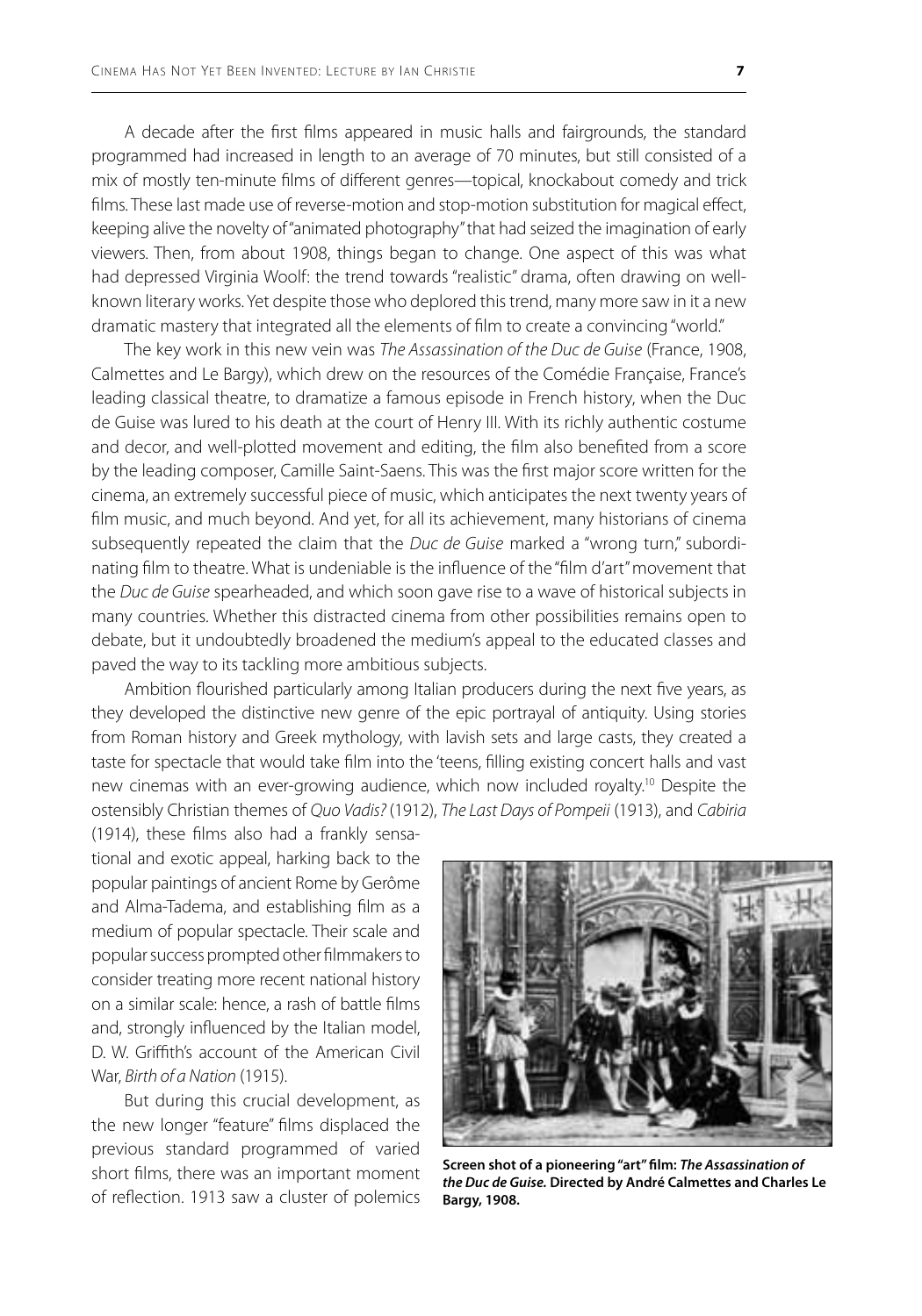A decade after the first films appeared in music halls and fairgrounds, the standard programmed had increased in length to an average of 70 minutes, but still consisted of a mix of mostly ten-minute films of different genres—topical, knockabout comedy and trick films. These last made use of reverse-motion and stop-motion substitution for magical effect, keeping alive the novelty of "animated photography" that had seized the imagination of early viewers. Then, from about 1908, things began to change. One aspect of this was what had depressed Virginia Woolf: the trend towards "realistic" drama, often drawing on well-known literary works. Yet despite those who deplored this trend, many more saw in it a new dramatic mastery that integrated all the elements of film to create a convincing "world."

The key work in this new vein was *The Assassination of the Duc de Guise* (France, 1908, Calmettes and Le Bargy), which drew on the resources of the Comédie Française, France's leading classical theatre, to dramatize a famous episode in French history, when the Duc de Guise was lured to his death at the court of Henry III. With its richly authentic costume and decor, and well-plotted movement and editing, the film also benefited from a score by the leading composer, Camille Saint-Saens. This was the first major score written for the cinema, an extremely successful piece of music, which anticipates the next twenty years of film music, and much beyond. And yet, for all its achievement, many historians of cinema subsequently repeated the claim that the *Duc de Guise* marked a "wrong turn," subordinating film to theatre. What is undeniable is the influence of the "film d'art" movement that the *Duc de Guise* spearheaded, and which soon gave rise to a wave of historical subjects in many countries. Whether this distracted cinema from other possibilities remains open to debate, but it undoubtedly broadened the medium's appeal to the educated classes and paved the way to its tackling more ambitious subjects.

Ambition flourished particularly among Italian producers during the next five years, as they developed the distinctive new genre of the epic portrayal of antiquity. Using stories from Roman history and Greek mythology, with lavish sets and large casts, they created a taste for spectacle that would take film into the 'teens, filling existing concert halls and vast new cinemas with an ever-growing audience, which now included royalty.[10] Despite the ostensibly Christian themes of *Quo Vadis?* (1912), *The Last Days of Pompeii* (1913), and *Cabiria* (1914), these films also had a frankly sensational and exotic appeal, harking back to the popular paintings of ancient Rome by Gerôme and Alma-Tadema, and establishing film as a medium of popular spectacle. Their scale and popular success prompted other filmmakers to consider treating more recent national history on a similar scale: hence, a rash of battle films and, strongly influenced by the Italian model, D. W. Griffith's account of the American Civil War, *Birth of a Nation* (1915).

But during this crucial development, as the new longer "feature" films displaced the previous standard programmed of varied short films, there was an important moment of reflection. 1913 saw a cluster of polemics

**Screen shot of a pioneering "art" film: *The Assassination of the Duc de Guise.* Directed by André Calmettes and Charles Le Bargy, 1908.**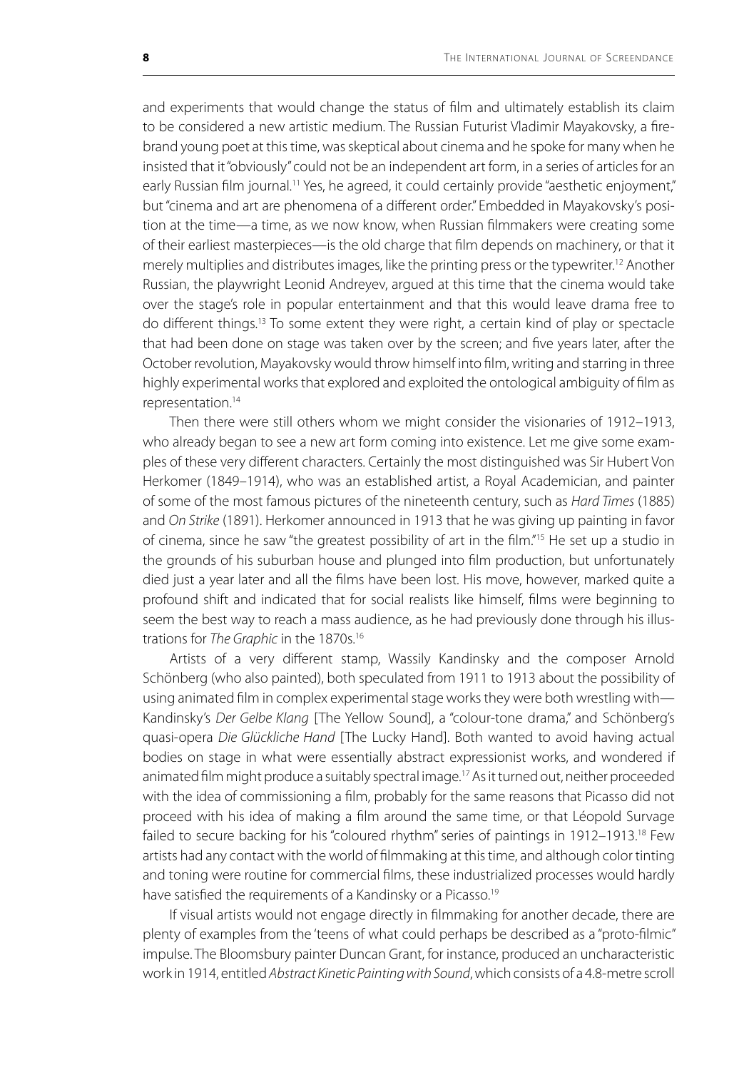and experiments that would change the status of film and ultimately establish its claim to be considered a new artistic medium. The Russian Futurist Vladimir Mayakovsky, a firebrand young poet at this time, was skeptical about cinema and he spoke for many when he insisted that it "obviously" could not be an independent art form, in a series of articles for an early Russian film journal.[11] Yes, he agreed, it could certainly provide "aesthetic enjoyment," but "cinema and art are phenomena of a different order." Embedded in Mayakovsky's position at the time—a time, as we now know, when Russian filmmakers were creating some of their earliest masterpieces—is the old charge that film depends on machinery, or that it merely multiplies and distributes images, like the printing press or the typewriter.[12] Another Russian, the playwright Leonid Andreyev, argued at this time that the cinema would take over the stage's role in popular entertainment and that this would leave drama free to do different things.[13] To some extent they were right, a certain kind of play or spectacle that had been done on stage was taken over by the screen; and five years later, after the October revolution, Mayakovsky would throw himself into film, writing and starring in three highly experimental works that explored and exploited the ontological ambiguity of film as representation.[14]

Then there were still others whom we might consider the visionaries of 1912–1913, who already began to see a new art form coming into existence. Let me give some examples of these very different characters. Certainly the most distinguished was Sir Hubert Von Herkomer (1849–1914), who was an established artist, a Royal Academician, and painter of some of the most famous pictures of the nineteenth century, such as *Hard Times* (1885) and *On Strike* (1891). Herkomer announced in 1913 that he was giving up painting in favor of cinema, since he saw "the greatest possibility of art in the film."[15] He set up a studio in the grounds of his suburban house and plunged into film production, but unfortunately died just a year later and all the films have been lost. His move, however, marked quite a profound shift and indicated that for social realists like himself, films were beginning to seem the best way to reach a mass audience, as he had previously done through his illustrations for *The Graphic* in the 1870s.[16]

Artists of a very different stamp, Wassily Kandinsky and the composer Arnold Schönberg (who also painted), both speculated from 1911 to 1913 about the possibility of using animated film in complex experimental stage works they were both wrestling with—Kandinsky's *Der Gelbe Klang* [The Yellow Sound], a "colour-tone drama," and Schönberg's quasi-opera *Die Glückliche Hand* [The Lucky Hand]. Both wanted to avoid having actual bodies on stage in what were essentially abstract expressionist works, and wondered if animated film might produce a suitably spectral image.[17] As it turned out, neither proceeded with the idea of commissioning a film, probably for the same reasons that Picasso did not proceed with his idea of making a film around the same time, or that Léopold Survage failed to secure backing for his "coloured rhythm" series of paintings in 1912–1913.[18] Few artists had any contact with the world of filmmaking at this time, and although color tinting and toning were routine for commercial films, these industrialized processes would hardly have satisfied the requirements of a Kandinsky or a Picasso.[19]

If visual artists would not engage directly in filmmaking for another decade, there are plenty of examples from the 'teens of what could perhaps be described as a "proto-filmic" impulse. The Bloomsbury painter Duncan Grant, for instance, produced an uncharacteristic work in 1914, entitled *Abstract Kinetic Painting with Sound*, which consists of a 4.8-metre scroll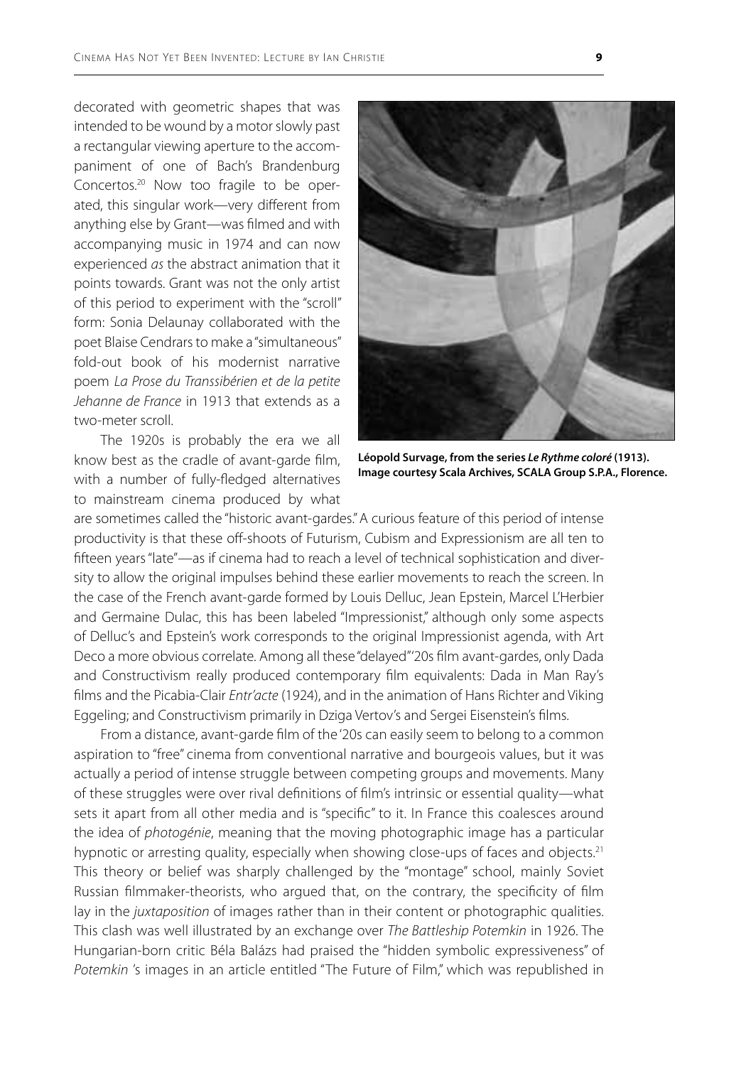decorated with geometric shapes that was intended to be wound by a motor slowly past a rectangular viewing aperture to the accompaniment of one of Bach's Brandenburg Concertos.[20] Now too fragile to be operated, this singular work—very different from anything else by Grant—was filmed and with accompanying music in 1974 and can now experienced *as* the abstract animation that it points towards. Grant was not the only artist of this period to experiment with the "scroll" form: Sonia Delaunay collaborated with the poet Blaise Cendrars to make a "simultaneous" fold-out book of his modernist narrative poem *La Prose du Transsibérien et de la petite Jehanne de France* in 1913 that extends as a two-meter scroll.

**Léopold Survage, from the series *Le Rythme coloré* (1913). Image courtesy Scala Archives, SCALA Group S.P.A., Florence.**

The 1920s is probably the era we all know best as the cradle of avant-garde film, with a number of fully-fledged alternatives to mainstream cinema produced by what are sometimes called the "historic avant-gardes." A curious feature of this period of intense productivity is that these off-shoots of Futurism, Cubism and Expressionism are all ten to fifteen years "late"—as if cinema had to reach a level of technical sophistication and diversity to allow the original impulses behind these earlier movements to reach the screen. In the case of the French avant-garde formed by Louis Delluc, Jean Epstein, Marcel L'Herbier and Germaine Dulac, this has been labeled "Impressionist," although only some aspects of Delluc's and Epstein's work corresponds to the original Impressionist agenda, with Art Deco a more obvious correlate. Among all these "delayed" '20s film avant-gardes, only Dada and Constructivism really produced contemporary film equivalents: Dada in Man Ray's films and the Picabia-Clair *Entr'acte* (1924), and in the animation of Hans Richter and Viking Eggeling; and Constructivism primarily in Dziga Vertov's and Sergei Eisenstein's films.

From a distance, avant-garde film of the '20s can easily seem to belong to a common aspiration to "free" cinema from conventional narrative and bourgeois values, but it was actually a period of intense struggle between competing groups and movements. Many of these struggles were over rival definitions of film's intrinsic or essential quality—what sets it apart from all other media and is "specific" to it. In France this coalesces around the idea of *photogénie*, meaning that the moving photographic image has a particular hypnotic or arresting quality, especially when showing close-ups of faces and objects.[21] This theory or belief was sharply challenged by the "montage" school, mainly Soviet Russian filmmaker-theorists, who argued that, on the contrary, the specificity of film lay in the *juxtaposition* of images rather than in their content or photographic qualities. This clash was well illustrated by an exchange over *The Battleship Potemkin* in 1926. The Hungarian-born critic Béla Balázs had praised the "hidden symbolic expressiveness" of *Potemkin* 's images in an article entitled "The Future of Film," which was republished in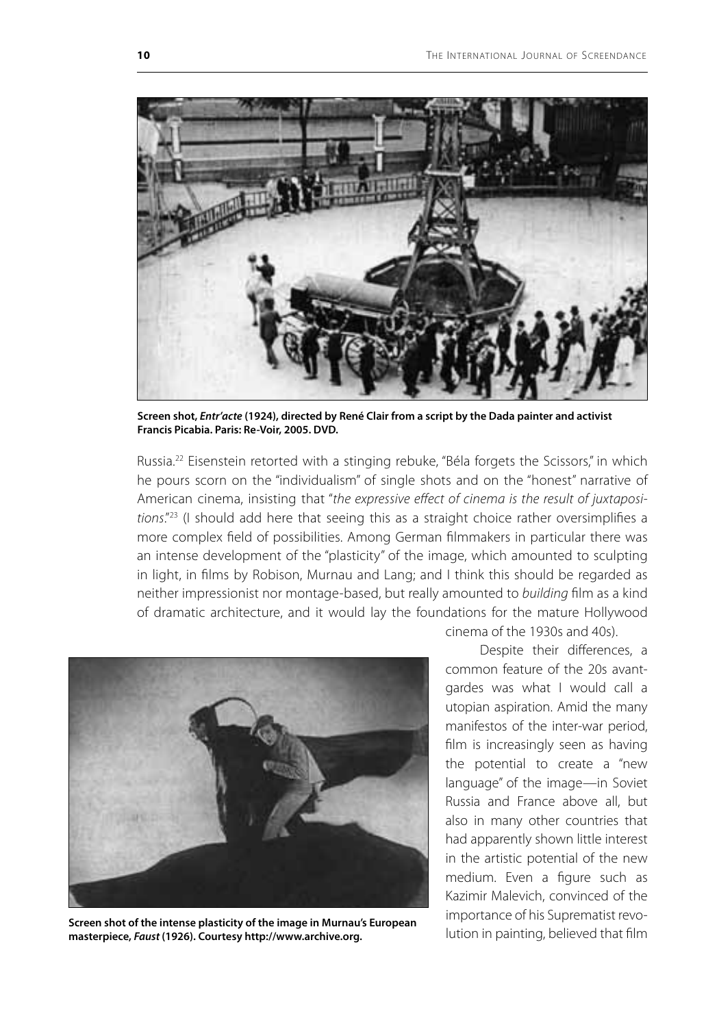**Screen shot, *Entr'acte* (1924), directed by René Clair from a script by the Dada painter and activist Francis Picabia. Paris: Re-Voir, 2005. DVD.**

Russia.[22] Eisenstein retorted with a stinging rebuke, "Béla forgets the Scissors," in which he pours scorn on the "individualism" of single shots and on the "honest" narrative of American cinema, insisting that "*the expressive effect of cinema is the result of juxtapositions*."[23] (I should add here that seeing this as a straight choice rather oversimplifies a more complex field of possibilities. Among German filmmakers in particular there was an intense development of the "plasticity" of the image, which amounted to sculpting in light, in films by Robison, Murnau and Lang; and I think this should be regarded as neither impressionist nor montage-based, but really amounted to *building* film as a kind of dramatic architecture, and it would lay the foundations for the mature Hollywood cinema of the 1930s and 40s).

Despite their differences, a common feature of the 20s avant-gardes was what I would call a utopian aspiration. Amid the many manifestos of the inter-war period, film is increasingly seen as having the potential to create a "new language" of the image—in Soviet Russia and France above all, but also in many other countries that had apparently shown little interest in the artistic potential of the new medium. Even a figure such as Kazimir Malevich, convinced of the importance of his Suprematist revolution in painting, believed that film

**Screen shot of the intense plasticity of the image in Murnau's European masterpiece, *Faust* (1926). Courtesy http://www.archive.org.**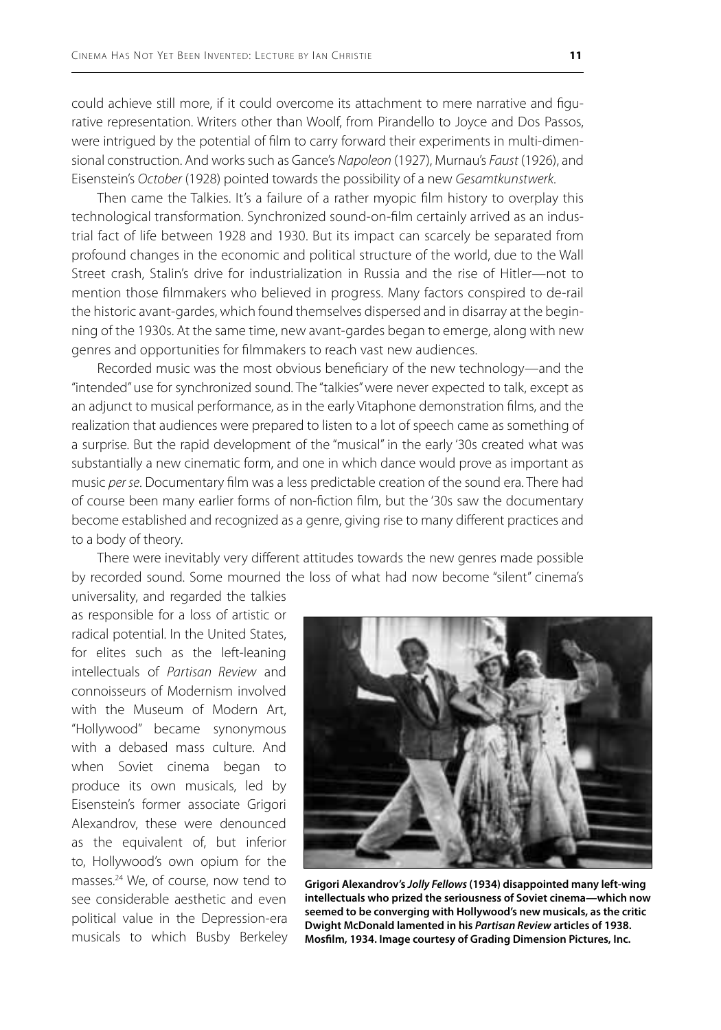could achieve still more, if it could overcome its attachment to mere narrative and figurative representation. Writers other than Woolf, from Pirandello to Joyce and Dos Passos, were intrigued by the potential of film to carry forward their experiments in multi-dimensional construction. And works such as Gance's *Napoleon* (1927), Murnau's *Faust* (1926), and Eisenstein's *October* (1928) pointed towards the possibility of a new *Gesamtkunstwerk*.

Then came the Talkies. It's a failure of a rather myopic film history to overplay this technological transformation. Synchronized sound-on-film certainly arrived as an industrial fact of life between 1928 and 1930. But its impact can scarcely be separated from profound changes in the economic and political structure of the world, due to the Wall Street crash, Stalin's drive for industrialization in Russia and the rise of Hitler—not to mention those filmmakers who believed in progress. Many factors conspired to de-rail the historic avant-gardes, which found themselves dispersed and in disarray at the beginning of the 1930s. At the same time, new avant-gardes began to emerge, along with new genres and opportunities for filmmakers to reach vast new audiences.

Recorded music was the most obvious beneficiary of the new technology—and the "intended" use for synchronized sound. The "talkies" were never expected to talk, except as an adjunct to musical performance, as in the early Vitaphone demonstration films, and the realization that audiences were prepared to listen to a lot of speech came as something of a surprise. But the rapid development of the "musical" in the early '30s created what was substantially a new cinematic form, and one in which dance would prove as important as music *per se*. Documentary film was a less predictable creation of the sound era. There had of course been many earlier forms of non-fiction film, but the '30s saw the documentary become established and recognized as a genre, giving rise to many different practices and to a body of theory.

There were inevitably very different attitudes towards the new genres made possible by recorded sound. Some mourned the loss of what had now become "silent" cinema's universality, and regarded the talkies as responsible for a loss of artistic or radical potential. In the United States, for elites such as the left-leaning intellectuals of *Partisan Review* and connoisseurs of Modernism involved with the Museum of Modern Art, "Hollywood" became synonymous with a debased mass culture. And when Soviet cinema began to produce its own musicals, led by Eisenstein's former associate Grigori Alexandrov, these were denounced as the equivalent of, but inferior to, Hollywood's own opium for the masses.[24] We, of course, now tend to see considerable aesthetic and even political value in the Depression-era musicals to which Busby Berkeley

**Grigori Alexandrov's *Jolly Fellows* (1934) disappointed many left-wing intellectuals who prized the seriousness of Soviet cinema—which now seemed to be converging with Hollywood's new musicals, as the critic Dwight McDonald lamented in his *Partisan Review* articles of 1938. Mosfilm, 1934. Image courtesy of Grading Dimension Pictures, Inc.**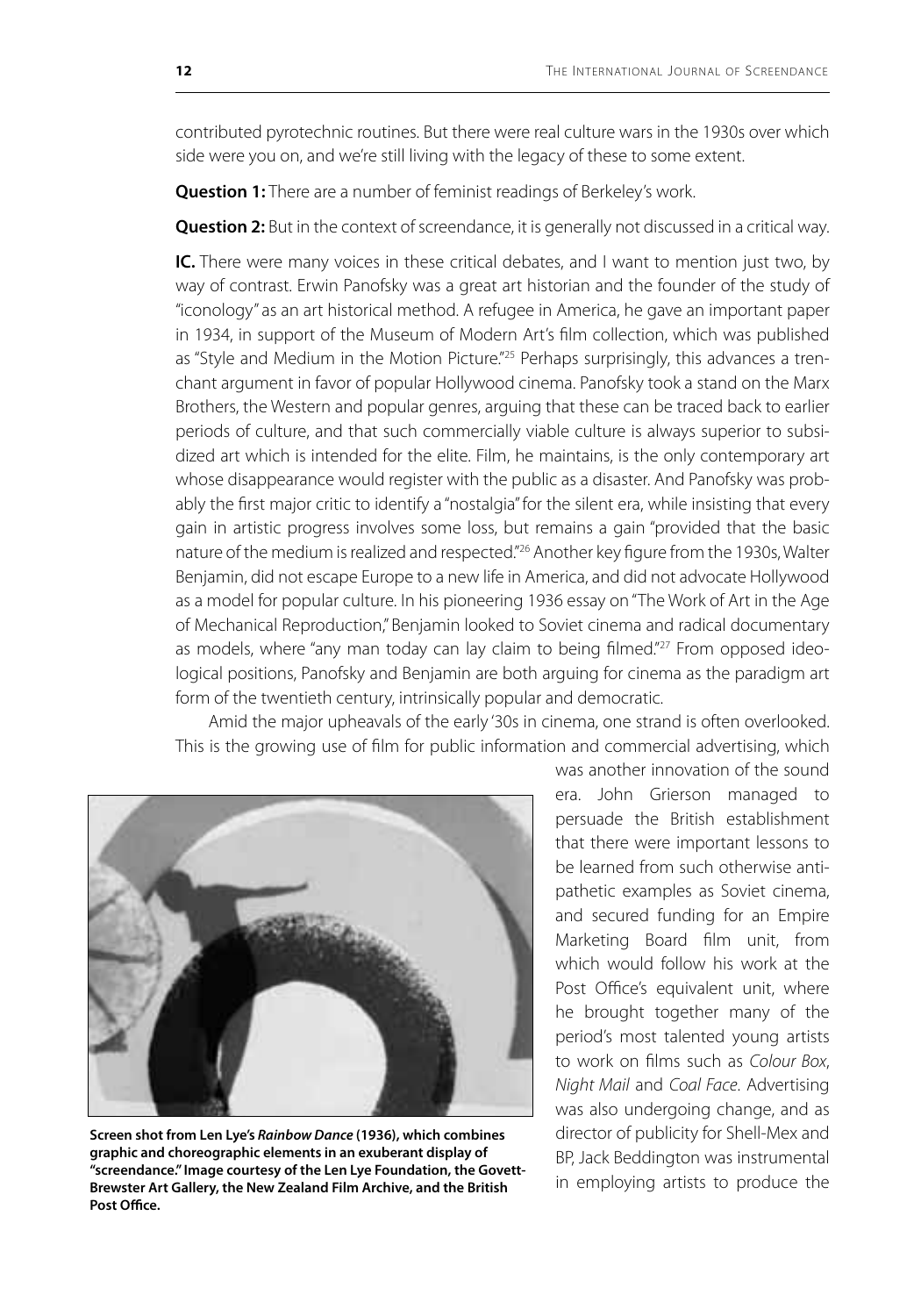contributed pyrotechnic routines. But there were real culture wars in the 1930s over which side were you on, and we're still living with the legacy of these to some extent.

**Question 1:** There are a number of feminist readings of Berkeley's work.

**Question 2:** But in the context of screendance, it is generally not discussed in a critical way.

**IC.** There were many voices in these critical debates, and I want to mention just two, by way of contrast. Erwin Panofsky was a great art historian and the founder of the study of "iconology" as an art historical method. A refugee in America, he gave an important paper in 1934, in support of the Museum of Modern Art's film collection, which was published as "Style and Medium in the Motion Picture."[25] Perhaps surprisingly, this advances a trenchant argument in favor of popular Hollywood cinema. Panofsky took a stand on the Marx Brothers, the Western and popular genres, arguing that these can be traced back to earlier periods of culture, and that such commercially viable culture is always superior to subsidized art which is intended for the elite. Film, he maintains, is the only contemporary art whose disappearance would register with the public as a disaster. And Panofsky was probably the first major critic to identify a "nostalgia" for the silent era, while insisting that every gain in artistic progress involves some loss, but remains a gain "provided that the basic nature of the medium is realized and respected."[26] Another key figure from the 1930s, Walter Benjamin, did not escape Europe to a new life in America, and did not advocate Hollywood as a model for popular culture. In his pioneering 1936 essay on "The Work of Art in the Age of Mechanical Reproduction," Benjamin looked to Soviet cinema and radical documentary as models, where "any man today can lay claim to being filmed."[27] From opposed ideological positions, Panofsky and Benjamin are both arguing for cinema as the paradigm art form of the twentieth century, intrinsically popular and democratic.

Amid the major upheavals of the early '30s in cinema, one strand is often overlooked. This is the growing use of film for public information and commercial advertising, which was another innovation of the sound era. John Grierson managed to persuade the British establishment that there were important lessons to be learned from such otherwise antipathetic examples as Soviet cinema, and secured funding for an Empire Marketing Board film unit, from which would follow his work at the Post Office's equivalent unit, where he brought together many of the period's most talented young artists to work on films such as *Colour Box*, *Night Mail* and *Coal Face*. Advertising was also undergoing change, and as director of publicity for Shell-Mex and BP, Jack Beddington was instrumental in employing artists to produce the

**Screen shot from Len Lye's *Rainbow Dance* (1936), which combines graphic and choreographic elements in an exuberant display of "screendance." Image courtesy of the Len Lye Foundation, the Govett-Brewster Art Gallery, the New Zealand Film Archive, and the British Post Office.**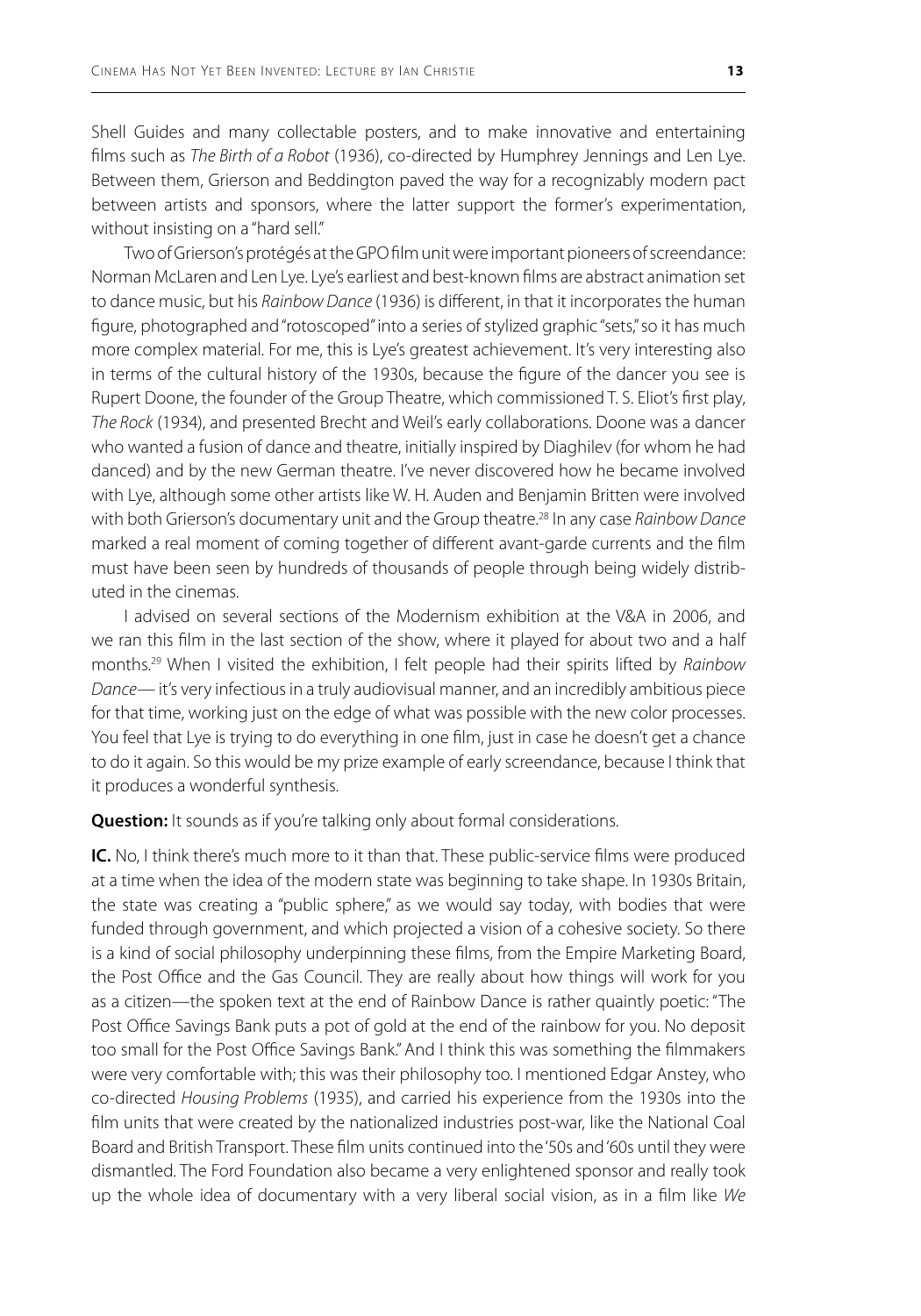Shell Guides and many collectable posters, and to make innovative and entertaining films such as *The Birth of a Robot* (1936), co-directed by Humphrey Jennings and Len Lye. Between them, Grierson and Beddington paved the way for a recognizably modern pact between artists and sponsors, where the latter support the former's experimentation, without insisting on a "hard sell."

Two of Grierson's protégés at the GPO film unit were important pioneers of screendance: Norman McLaren and Len Lye. Lye's earliest and best-known films are abstract animation set to dance music, but his *Rainbow Dance* (1936) is different, in that it incorporates the human figure, photographed and "rotoscoped" into a series of stylized graphic "sets," so it has much more complex material. For me, this is Lye's greatest achievement. It's very interesting also in terms of the cultural history of the 1930s, because the figure of the dancer you see is Rupert Doone, the founder of the Group Theatre, which commissioned T. S. Eliot's first play, *The Rock* (1934), and presented Brecht and Weil's early collaborations. Doone was a dancer who wanted a fusion of dance and theatre, initially inspired by Diaghilev (for whom he had danced) and by the new German theatre. I've never discovered how he became involved with Lye, although some other artists like W. H. Auden and Benjamin Britten were involved with both Grierson's documentary unit and the Group theatre.[28] In any case *Rainbow Dance* marked a real moment of coming together of different avant-garde currents and the film must have been seen by hundreds of thousands of people through being widely distributed in the cinemas.

I advised on several sections of the Modernism exhibition at the V&A in 2006, and we ran this film in the last section of the show, where it played for about two and a half months.[29] When I visited the exhibition, I felt people had their spirits lifted by *Rainbow Dance*— it's very infectious in a truly audiovisual manner, and an incredibly ambitious piece for that time, working just on the edge of what was possible with the new color processes. You feel that Lye is trying to do everything in one film, just in case he doesn't get a chance to do it again. So this would be my prize example of early screendance, because I think that it produces a wonderful synthesis.

**Question:** It sounds as if you're talking only about formal considerations.

**IC.** No, I think there's much more to it than that. These public-service films were produced at a time when the idea of the modern state was beginning to take shape. In 1930s Britain, the state was creating a "public sphere," as we would say today, with bodies that were funded through government, and which projected a vision of a cohesive society. So there is a kind of social philosophy underpinning these films, from the Empire Marketing Board, the Post Office and the Gas Council. They are really about how things will work for you as a citizen—the spoken text at the end of Rainbow Dance is rather quaintly poetic: "The Post Office Savings Bank puts a pot of gold at the end of the rainbow for you. No deposit too small for the Post Office Savings Bank." And I think this was something the filmmakers were very comfortable with; this was their philosophy too. I mentioned Edgar Anstey, who co-directed *Housing Problems* (1935), and carried his experience from the 1930s into the film units that were created by the nationalized industries post-war, like the National Coal Board and British Transport. These film units continued into the '50s and '60s until they were dismantled. The Ford Foundation also became a very enlightened sponsor and really took up the whole idea of documentary with a very liberal social vision, as in a film like *We*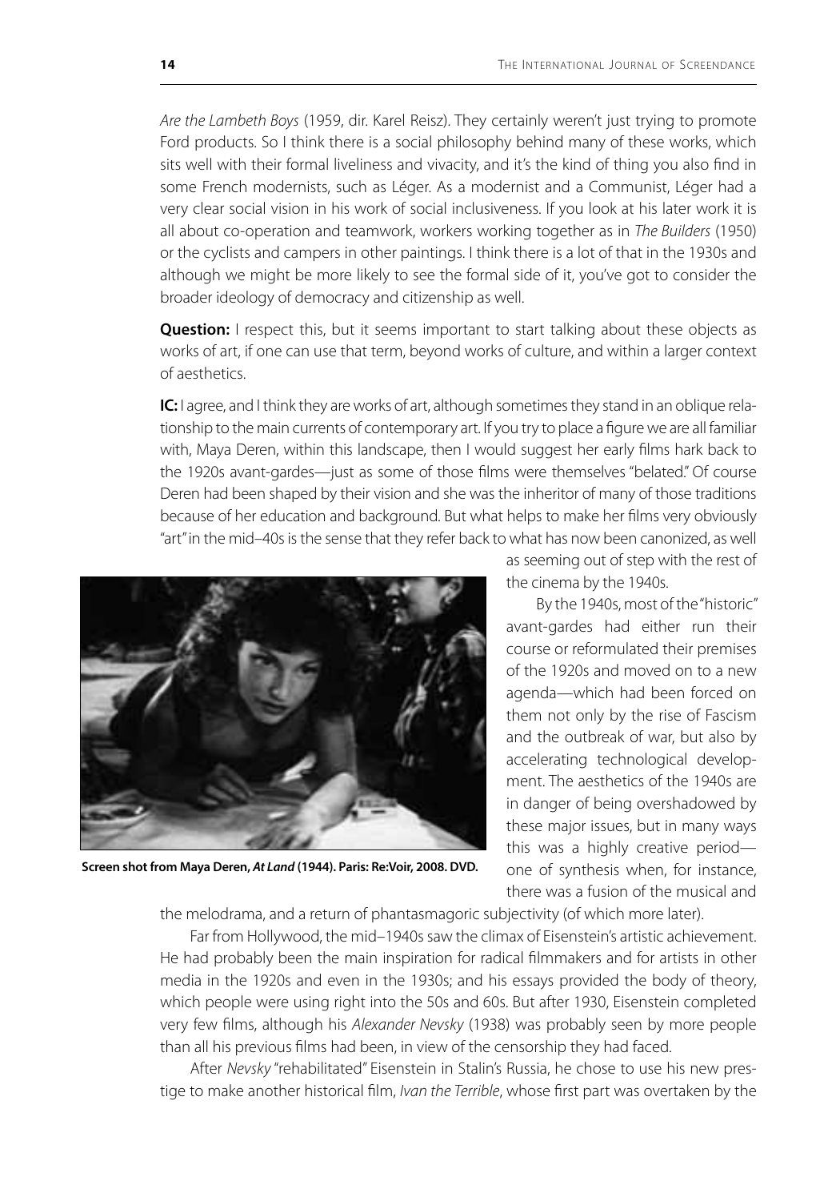*Are the Lambeth Boys* (1959, dir. Karel Reisz). They certainly weren't just trying to promote Ford products. So I think there is a social philosophy behind many of these works, which sits well with their formal liveliness and vivacity, and it's the kind of thing you also find in some French modernists, such as Léger. As a modernist and a Communist, Léger had a very clear social vision in his work of social inclusiveness. If you look at his later work it is all about co-operation and teamwork, workers working together as in *The Builders* (1950) or the cyclists and campers in other paintings. I think there is a lot of that in the 1930s and although we might be more likely to see the formal side of it, you've got to consider the broader ideology of democracy and citizenship as well.

**Question:** I respect this, but it seems important to start talking about these objects as works of art, if one can use that term, beyond works of culture, and within a larger context of aesthetics.

**IC:** I agree, and I think they are works of art, although sometimes they stand in an oblique relationship to the main currents of contemporary art. If you try to place a figure we are all familiar with, Maya Deren, within this landscape, then I would suggest her early films hark back to the 1920s avant-gardes—just as some of those films were themselves "belated." Of course Deren had been shaped by their vision and she was the inheritor of many of those traditions because of her education and background. But what helps to make her films very obviously "art" in the mid–40s is the sense that they refer back to what has now been canonized, as well as seeming out of step with the rest of the cinema by the 1940s.

**Screen shot from Maya Deren, *At Land* (1944). Paris: Re:Voir, 2008. DVD.**

By the 1940s, most of the "historic" avant-gardes had either run their course or reformulated their premises of the 1920s and moved on to a new agenda—which had been forced on them not only by the rise of Fascism and the outbreak of war, but also by accelerating technological development. The aesthetics of the 1940s are in danger of being overshadowed by these major issues, but in many ways this was a highly creative period—one of synthesis when, for instance, there was a fusion of the musical and the melodrama, and a return of phantasmagoric subjectivity (of which more later).

Far from Hollywood, the mid–1940s saw the climax of Eisenstein's artistic achievement. He had probably been the main inspiration for radical filmmakers and for artists in other media in the 1920s and even in the 1930s; and his essays provided the body of theory, which people were using right into the 50s and 60s. But after 1930, Eisenstein completed very few films, although his *Alexander Nevsky* (1938) was probably seen by more people than all his previous films had been, in view of the censorship they had faced.

After *Nevsky* "rehabilitated" Eisenstein in Stalin's Russia, he chose to use his new prestige to make another historical film, *Ivan the Terrible*, whose first part was overtaken by the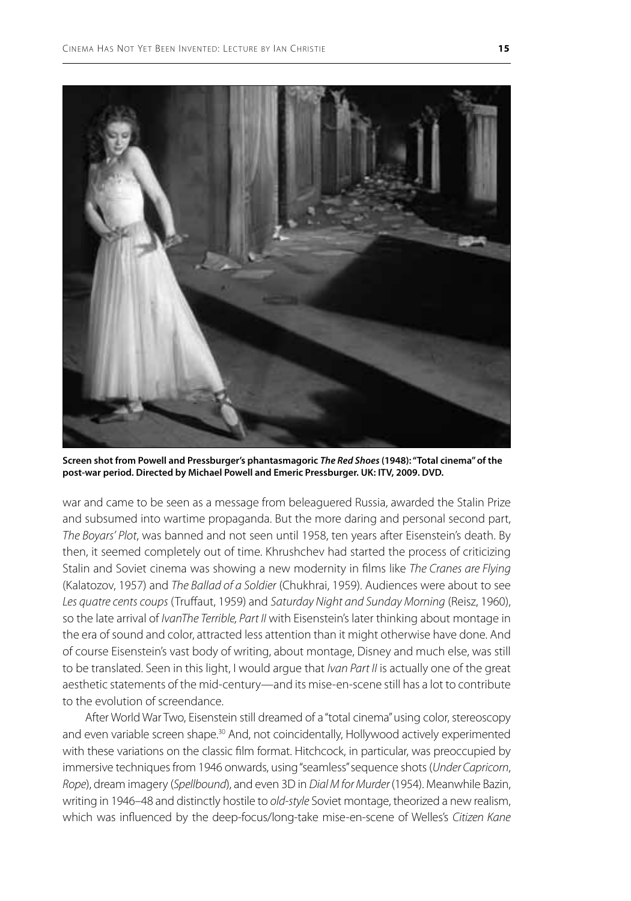**Screen shot from Powell and Pressburger's phantasmagoric *The Red Shoes* (1948): "Total cinema" of the post-war period. Directed by Michael Powell and Emeric Pressburger. UK: ITV, 2009. DVD.**

war and came to be seen as a message from beleaguered Russia, awarded the Stalin Prize and subsumed into wartime propaganda. But the more daring and personal second part, *The Boyars' Plot*, was banned and not seen until 1958, ten years after Eisenstein's death. By then, it seemed completely out of time. Khrushchev had started the process of criticizing Stalin and Soviet cinema was showing a new modernity in films like *The Cranes are Flying* (Kalatozov, 1957) and *The Ballad of a Soldier* (Chukhrai, 1959). Audiences were about to see *Les quatre cents coups* (Truffaut, 1959) and *Saturday Night and Sunday Morning* (Reisz, 1960), so the late arrival of *IvanThe Terrible, Part II* with Eisenstein's later thinking about montage in the era of sound and color, attracted less attention than it might otherwise have done. And of course Eisenstein's vast body of writing, about montage, Disney and much else, was still to be translated. Seen in this light, I would argue that *Ivan Part II* is actually one of the great aesthetic statements of the mid-century—and its mise-en-scene still has a lot to contribute to the evolution of screendance.

After World War Two, Eisenstein still dreamed of a "total cinema" using color, stereoscopy and even variable screen shape.[30] And, not coincidentally, Hollywood actively experimented with these variations on the classic film format. Hitchcock, in particular, was preoccupied by immersive techniques from 1946 onwards, using "seamless" sequence shots (*Under Capricorn*, *Rope*), dream imagery (*Spellbound*), and even 3D in *Dial M for Murder* (1954). Meanwhile Bazin, writing in 1946–48 and distinctly hostile to *old-style* Soviet montage, theorized a new realism, which was influenced by the deep-focus/long-take mise-en-scene of Welles's *Citizen Kane*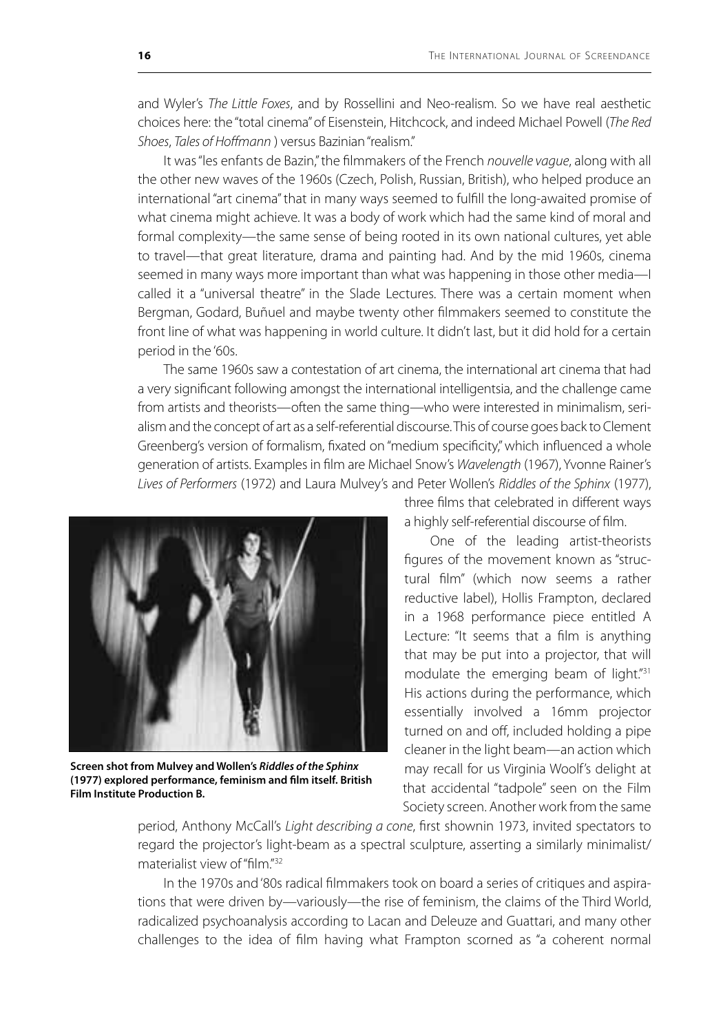and Wyler's *The Little Foxes*, and by Rossellini and Neo-realism. So we have real aesthetic choices here: the "total cinema" of Eisenstein, Hitchcock, and indeed Michael Powell (*The Red Shoes*, *Tales of Hoffmann* ) versus Bazinian "realism."

It was "les enfants de Bazin," the filmmakers of the French *nouvelle vague*, along with all the other new waves of the 1960s (Czech, Polish, Russian, British), who helped produce an international "art cinema" that in many ways seemed to fulfill the long-awaited promise of what cinema might achieve. It was a body of work which had the same kind of moral and formal complexity—the same sense of being rooted in its own national cultures, yet able to travel—that great literature, drama and painting had. And by the mid 1960s, cinema seemed in many ways more important than what was happening in those other media—I called it a "universal theatre" in the Slade Lectures. There was a certain moment when Bergman, Godard, Buñuel and maybe twenty other filmmakers seemed to constitute the front line of what was happening in world culture. It didn't last, but it did hold for a certain period in the '60s.

The same 1960s saw a contestation of art cinema, the international art cinema that had a very significant following amongst the international intelligentsia, and the challenge came from artists and theorists—often the same thing—who were interested in minimalism, serialism and the concept of art as a self-referential discourse. This of course goes back to Clement Greenberg's version of formalism, fixated on "medium specificity," which influenced a whole generation of artists. Examples in film are Michael Snow's *Wavelength* (1967), Yvonne Rainer's *Lives of Performers* (1972) and Laura Mulvey's and Peter Wollen's *Riddles of the Sphinx* (1977), three films that celebrated in different ways a highly self-referential discourse of film.

**Screen shot from Mulvey and Wollen's *Riddles of the Sphinx* (1977) explored performance, feminism and film itself. British Film Institute Production B.**

One of the leading artist-theorists figures of the movement known as "structural film" (which now seems a rather reductive label), Hollis Frampton, declared in a 1968 performance piece entitled A Lecture: "It seems that a film is anything that may be put into a projector, that will modulate the emerging beam of light."[31] His actions during the performance, which essentially involved a 16mm projector turned on and off, included holding a pipe cleaner in the light beam—an action which may recall for us Virginia Woolf's delight at that accidental "tadpole" seen on the Film Society screen. Another work from the same period, Anthony McCall's *Light describing a cone*, first shownin 1973, invited spectators to regard the projector's light-beam as a spectral sculpture, asserting a similarly minimalist/materialist view of "film."[32]

In the 1970s and '80s radical filmmakers took on board a series of critiques and aspirations that were driven by—variously—the rise of feminism, the claims of the Third World, radicalized psychoanalysis according to Lacan and Deleuze and Guattari, and many other challenges to the idea of film having what Frampton scorned as "a coherent normal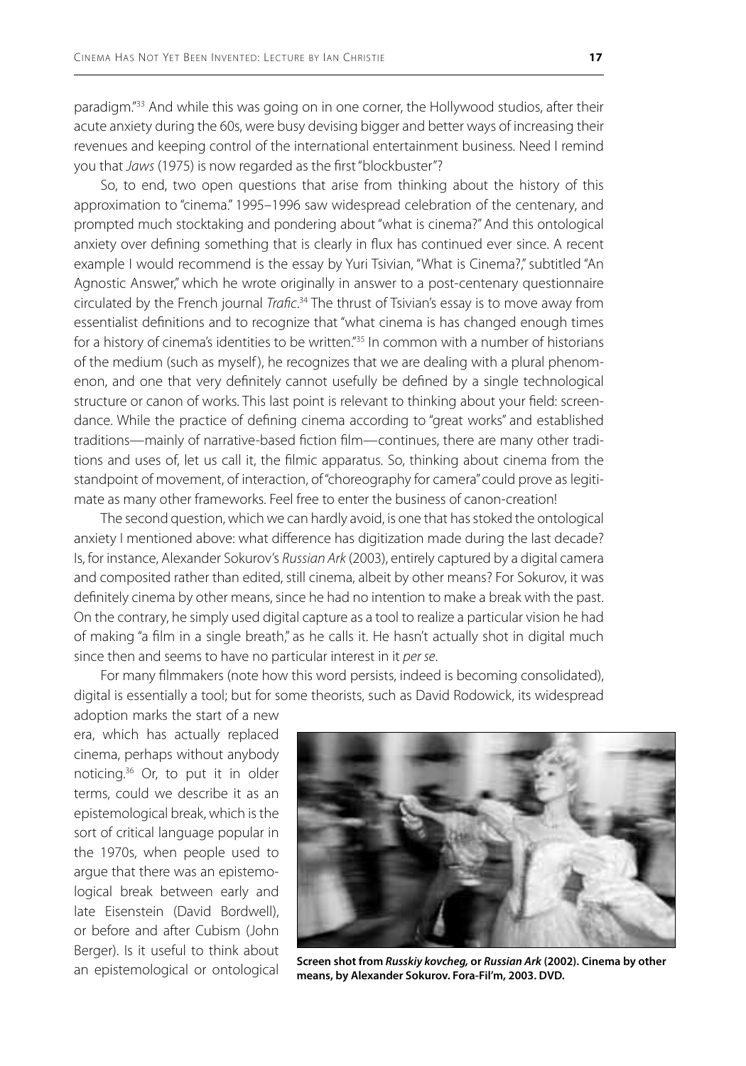paradigm."[33] And while this was going on in one corner, the Hollywood studios, after their acute anxiety during the 60s, were busy devising bigger and better ways of increasing their revenues and keeping control of the international entertainment business. Need I remind you that *Jaws* (1975) is now regarded as the first "blockbuster"?

So, to end, two open questions that arise from thinking about the history of this approximation to "cinema." 1995–1996 saw widespread celebration of the centenary, and prompted much stocktaking and pondering about "what is cinema?" And this ontological anxiety over defining something that is clearly in flux has continued ever since. A recent example I would recommend is the essay by Yuri Tsivian, "What is Cinema?," subtitled "An Agnostic Answer," which he wrote originally in answer to a post-centenary questionnaire circulated by the French journal *Trafic*.[34] The thrust of Tsivian's essay is to move away from essentialist definitions and to recognize that "what cinema is has changed enough times for a history of cinema's identities to be written."[35] In common with a number of historians of the medium (such as myself), he recognizes that we are dealing with a plural phenomenon, and one that very definitely cannot usefully be defined by a single technological structure or canon of works. This last point is relevant to thinking about your field: screendance. While the practice of defining cinema according to "great works" and established traditions—mainly of narrative-based fiction film—continues, there are many other traditions and uses of, let us call it, the filmic apparatus. So, thinking about cinema from the standpoint of movement, of interaction, of "choreography for camera" could prove as legitimate as many other frameworks. Feel free to enter the business of canon-creation!

The second question, which we can hardly avoid, is one that has stoked the ontological anxiety I mentioned above: what difference has digitization made during the last decade? Is, for instance, Alexander Sokurov's *Russian Ark* (2003), entirely captured by a digital camera and composited rather than edited, still cinema, albeit by other means? For Sokurov, it was definitely cinema by other means, since he had no intention to make a break with the past. On the contrary, he simply used digital capture as a tool to realize a particular vision he had of making "a film in a single breath," as he calls it. He hasn't actually shot in digital much since then and seems to have no particular interest in it *per se*.

For many filmmakers (note how this word persists, indeed is becoming consolidated), digital is essentially a tool; but for some theorists, such as David Rodowick, its widespread adoption marks the start of a new era, which has actually replaced cinema, perhaps without anybody noticing.[36] Or, to put it in older terms, could we describe it as an epistemological break, which is the sort of critical language popular in the 1970s, when people used to argue that there was an epistemological break between early and late Eisenstein (David Bordwell), or before and after Cubism (John Berger). Is it useful to think about an epistemological or ontological

**Screen shot from *Russkiy kovcheg,* or *Russian Ark* (2002). Cinema by other means, by Alexander Sokurov. Fora-Fil'm, 2003. DVD.**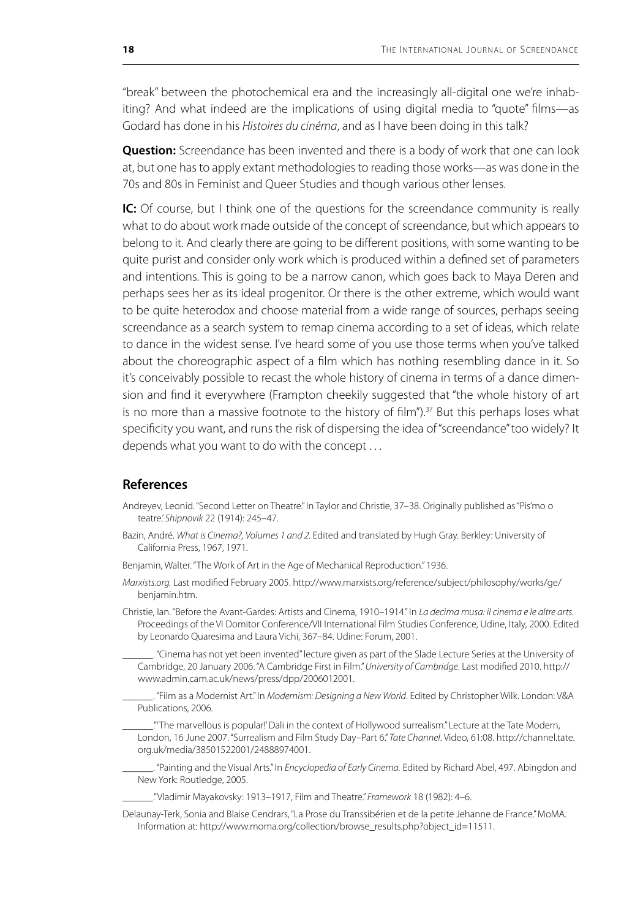"break" between the photochemical era and the increasingly all-digital one we're inhabiting? And what indeed are the implications of using digital media to "quote" films—as Godard has done in his *Histoires du cinéma*, and as I have been doing in this talk?

**Question:** Screendance has been invented and there is a body of work that one can look at, but one has to apply extant methodologies to reading those works—as was done in the 70s and 80s in Feminist and Queer Studies and though various other lenses.

**IC:** Of course, but I think one of the questions for the screendance community is really what to do about work made outside of the concept of screendance, but which appears to belong to it. And clearly there are going to be different positions, with some wanting to be quite purist and consider only work which is produced within a defined set of parameters and intentions. This is going to be a narrow canon, which goes back to Maya Deren and perhaps sees her as its ideal progenitor. Or there is the other extreme, which would want to be quite heterodox and choose material from a wide range of sources, perhaps seeing screendance as a search system to remap cinema according to a set of ideas, which relate to dance in the widest sense. I've heard some of you use those terms when you've talked about the choreographic aspect of a film which has nothing resembling dance in it. So it's conceivably possible to recast the whole history of cinema in terms of a dance dimension and find it everywhere (Frampton cheekily suggested that "the whole history of art is no more than a massive footnote to the history of film").[37] But this perhaps loses what specificity you want, and runs the risk of dispersing the idea of "screendance" too widely? It depends what you want to do with the concept . . .

## References

Andreyev, Leonid. "Second Letter on Theatre." In Taylor and Christie, 37–38. Originally published as "Pis'mo o teatre.' *Shipnovik* 22 (1914): 245–47.

Bazin, André. *What is Cinema?, Volumes 1 and 2*. Edited and translated by Hugh Gray. Berkley: University of California Press, 1967, 1971.

Benjamin, Walter. "The Work of Art in the Age of Mechanical Reproduction." 1936.

*Marxists.org.* Last modified February 2005. http://www.marxists.org/reference/subject/philosophy/works/ge/benjamin.htm.

Christie, Ian. "Before the Avant-Gardes: Artists and Cinema, 1910–1914." In *La decima musa: il cinema e le altre arts.* Proceedings of the VI Domitor Conference/VII International Film Studies Conference, Udine, Italy, 2000. Edited by Leonardo Quaresima and Laura Vichi, 367–84. Udine: Forum, 2001.

\_\_\_\_\_\_\_. "Cinema has not yet been invented" lecture given as part of the Slade Lecture Series at the University of Cambridge, 20 January 2006. "A Cambridge First in Film." *University of Cambridge*. Last modified 2010. http://www.admin.cam.ac.uk/news/press/dpp/2006012001.

\_\_\_\_\_\_\_. "Film as a Modernist Art." In *Modernism: Designing a New World*. Edited by Christopher Wilk. London: V&A Publications, 2006.

\_\_\_\_\_\_\_."'The marvellous is popular!' Dali in the context of Hollywood surrealism." Lecture at the Tate Modern, London, 16 June 2007. "Surrealism and Film Study Day–Part 6." *Tate Channel*. Video, 61:08. http://channel.tate.org.uk/media/38501522001/24888974001.

\_\_\_\_\_\_\_. "Painting and the Visual Arts." In *Encyclopedia of Early Cinema.* Edited by Richard Abel, 497. Abingdon and New York: Routledge, 2005.

\_\_\_\_\_\_\_."Vladimir Mayakovsky: 1913–1917, Film and Theatre." *Framework* 18 (1982): 4–6.

Delaunay-Terk, Sonia and Blaise Cendrars, "La Prose du Transsibérien et de la petite Jehanne de France." MoMA. Information at: http://www.moma.org/collection/browse_results.php?object_id=11511.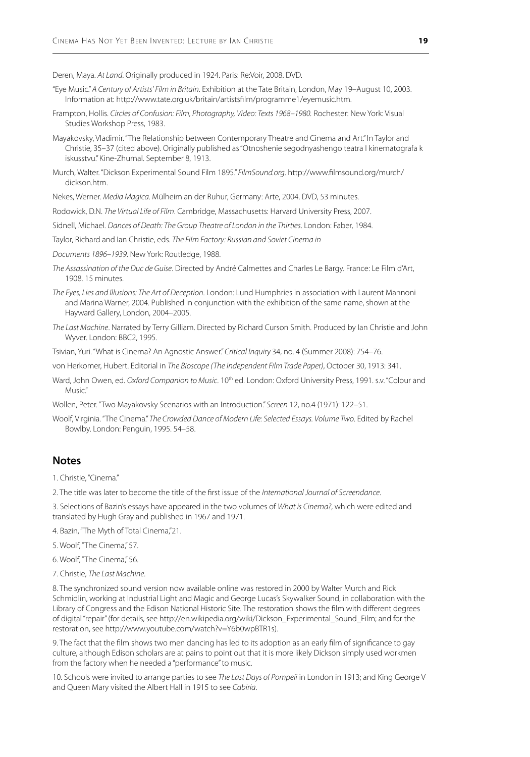Deren, Maya. *At Land*. Originally produced in 1924. Paris: Re:Voir, 2008. DVD.

"Eye Music." *A Century of Artists' Film in Britain*. Exhibition at the Tate Britain, London, May 19–August 10, 2003. Information at: http://www.tate.org.uk/britain/artistsfilm/programme1/eyemusic.htm.

Frampton, Hollis. *Circles of Confusion: Film, Photography, Video: Texts 1968–1980.* Rochester: New York: Visual Studies Workshop Press, 1983.

Mayakovsky, Vladimir. "The Relationship between Contemporary Theatre and Cinema and Art." In Taylor and Christie, 35–37 (cited above). Originally published as "Otnoshenie segodnyashengo teatra I kinematografa k iskusstvu." Kine-Zhurnal. September 8, 1913.

Murch, Walter. "Dickson Experimental Sound Film 1895." *FilmSound.org*. http://www.filmsound.org/murch/dickson.htm.

Nekes, Werner. *Media Magica*. Mülheim an der Ruhur, Germany: Arte, 2004. DVD, 53 minutes.

Rodowick, D.N. *The Virtual Life of Film*. Cambridge, Massachusetts: Harvard University Press, 2007.

Sidnell, Michael. *Dances of Death: The Group Theatre of London in the Thirties*. London: Faber, 1984.

Taylor, Richard and Ian Christie, eds. *The Film Factory: Russian and Soviet Cinema in*

*Documents 1896–1939*. New York: Routledge, 1988.

*The Assassination of the Duc de Guise*. Directed by André Calmettes and Charles Le Bargy. France: Le Film d'Art, 1908. 15 minutes.

*The Eyes, Lies and Illusions: The Art of Deception*. London: Lund Humphries in association with Laurent Mannoni and Marina Warner, 2004. Published in conjunction with the exhibition of the same name, shown at the Hayward Gallery, London, 2004–2005.

*The Last Machine*. Narrated by Terry Gilliam. Directed by Richard Curson Smith. Produced by Ian Christie and John Wyver. London: BBC2, 1995.

Tsivian, Yuri. "What is Cinema? An Agnostic Answer." *Critical Inquiry* 34, no. 4 (Summer 2008): 754–76.

von Herkomer, Hubert. Editorial in *The Bioscope (The Independent Film Trade Paper)*, October 30, 1913: 341.

Ward, John Owen, ed. *Oxford Companion to Music*. 10th ed. London: Oxford University Press, 1991. s.v. "Colour and Music."

Wollen, Peter. "Two Mayakovsky Scenarios with an Introduction." *Screen* 12, no.4 (1971): 122–51.

Woolf, Virginia. "The Cinema." *The Crowded Dance of Modern Life: Selected Essays. Volume Two*. Edited by Rachel Bowlby. London: Penguin, 1995. 54–58.

## Notes

1. Christie, "Cinema."

2. The title was later to become the title of the first issue of the *International Journal of Screendance*.

3. Selections of Bazin's essays have appeared in the two volumes of *What is Cinema?*, which were edited and translated by Hugh Gray and published in 1967 and 1971.

4. Bazin, "The Myth of Total Cinema,"21.

5. Woolf, "The Cinema," 57.

6. Woolf, "The Cinema," 56.

7. Christie, *The Last Machine*.

8. The synchronized sound version now available online was restored in 2000 by Walter Murch and Rick Schmidlin, working at Industrial Light and Magic and George Lucas's Skywalker Sound, in collaboration with the Library of Congress and the Edison National Historic Site. The restoration shows the film with different degrees of digital "repair" (for details, see http://en.wikipedia.org/wiki/Dickson_Experimental_Sound_Film; and for the restoration, see http://www.youtube.com/watch?v=Y6b0wpBTR1s).

9. The fact that the film shows two men dancing has led to its adoption as an early film of significance to gay culture, although Edison scholars are at pains to point out that it is more likely Dickson simply used workmen from the factory when he needed a "performance" to music.

10. Schools were invited to arrange parties to see *The Last Days of Pompeii* in London in 1913; and King George V and Queen Mary visited the Albert Hall in 1915 to see *Cabiria*.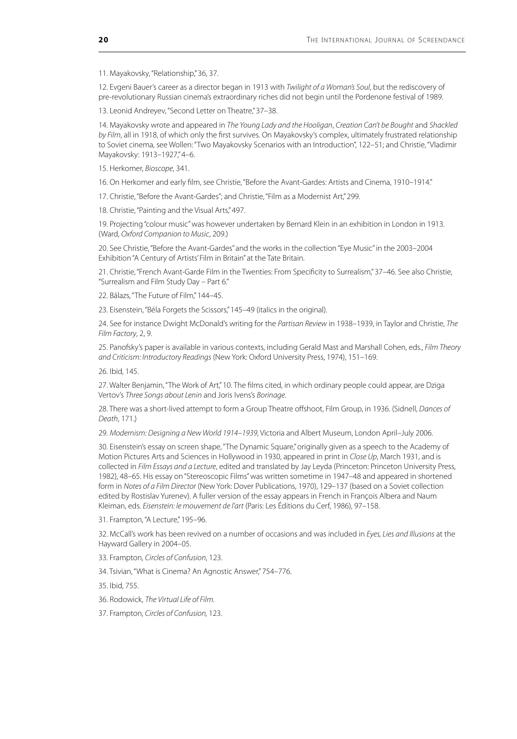11. Mayakovsky, "Relationship," 36, 37.

12. Evgeni Bauer's career as a director began in 1913 with *Twilight of a Woman's Soul*, but the rediscovery of pre-revolutionary Russian cinema's extraordinary riches did not begin until the Pordenone festival of 1989.

13. Leonid Andreyev, "Second Letter on Theatre," 37–38.

14. Mayakovsky wrote and appeared in *The Young Lady and the Hooligan*, *Creation Can't be Bought* and *Shackled by Film*, all in 1918, of which only the first survives. On Mayakovsky's complex, ultimately frustrated relationship to Soviet cinema, see Wollen: "Two Mayakovsky Scenarios with an Introduction", 122–51; and Christie, "Vladimir Mayakovsky: 1913–1927," 4–6.

15. Herkomer, *Bioscope*, 341.

16. On Herkomer and early film, see Christie, "Before the Avant-Gardes: Artists and Cinema, 1910–1914."

17. Christie, "Before the Avant-Gardes"; and Christie, "Film as a Modernist Art," 299.

18. Christie, "Painting and the Visual Arts," 497.

19. Projecting "colour music" was however undertaken by Bernard Klein in an exhibition in London in 1913. (Ward, *Oxford Companion to Music*, 209.)

20. See Christie, "Before the Avant-Gardes" and the works in the collection "Eye Music" in the 2003–2004 Exhibition "A Century of Artists' Film in Britain" at the Tate Britain.

21. Christie, "French Avant-Garde Film in the Twenties: From Specificity to Surrealism," 37–46. See also Christie, "Surrealism and Film Study Day – Part 6."

22. Bálazs, "The Future of Film," 144–45.

23. Eisenstein, "Béla Forgets the Scissors," 145–49 (italics in the original).

24. See for instance Dwight McDonald's writing for the *Partisan Review* in 1938–1939, in Taylor and Christie, *The Film Factory*, 2, 9.

25. Panofsky's paper is available in various contexts, including Gerald Mast and Marshall Cohen, eds., *Film Theory and Criticism: Introductory Readings* (New York: Oxford University Press, 1974), 151–169.

26. Ibid, 145.

27. Walter Benjamin, "The Work of Art," 10. The films cited, in which ordinary people could appear, are Dziga Vertov's *Three Songs about Lenin* and Joris Ivens's *Borinage*.

28. There was a short-lived attempt to form a Group Theatre offshoot, Film Group, in 1936. (Sidnell, *Dances of Death*, 171.)

29. *Modernism: Designing a New World 1914–1939*, Victoria and Albert Museum, London April–July 2006.

30. Eisenstein's essay on screen shape, "The Dynamic Square," originally given as a speech to the Academy of Motion Pictures Arts and Sciences in Hollywood in 1930, appeared in print in *Close Up*, March 1931, and is collected in *Film Essays and a Lecture*, edited and translated by Jay Leyda (Princeton: Princeton University Press, 1982), 48–65. His essay on "Stereoscopic Films" was written sometime in 1947–48 and appeared in shortened form in *Notes of a Film Director* (New York: Dover Publications, 1970), 129–137 (based on a Soviet collection edited by Rostislav Yurenev). A fuller version of the essay appears in French in François Albera and Naum Kleiman, eds. *Eisenstein: le mouvement de l'art* (Paris: Les Éditions du Cerf, 1986), 97–158.

31. Frampton, "A Lecture," 195–96.

32. McCall's work has been revived on a number of occasions and was included in *Eyes, Lies and Illusions* at the Hayward Gallery in 2004–05.

33. Frampton, *Circles of Confusion*, 123.

34. Tsivian, "What is Cinema? An Agnostic Answer," 754–776.

35. Ibid, 755.

36. Rodowick, *The Virtual Life of Film.*

37. Frampton, *Circles of Confusion,* 123.